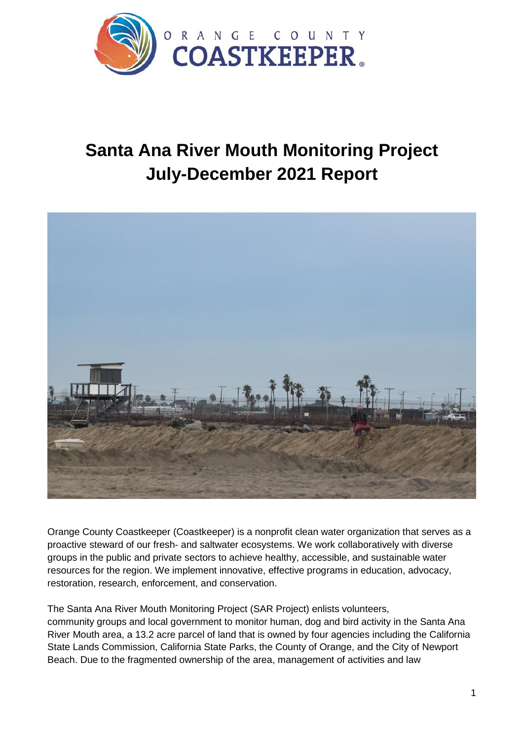# Santa Ana River Mouth Monitoring Project
# July-December 2021 Report

Orange County Coastkeeper (Coastkeeper) is a nonprofit clean water organization that serves as a proactive steward of our fresh- and saltwater ecosystems. We work collaboratively with diverse groups in the public and private sectors to achieve healthy, accessible, and sustainable water resources for the region. We implement innovative, effective programs in education, advocacy, restoration, research, enforcement, and conservation.

The Santa Ana River Mouth Monitoring Project (SAR Project) enlists volunteers, community groups and local government to monitor human, dog and bird activity in the Santa Ana River Mouth area, a 13.2 acre parcel of land that is owned by four agencies including the California State Lands Commission, California State Parks, the County of Orange, and the City of Newport Beach. Due to the fragmented ownership of the area, management of activities and law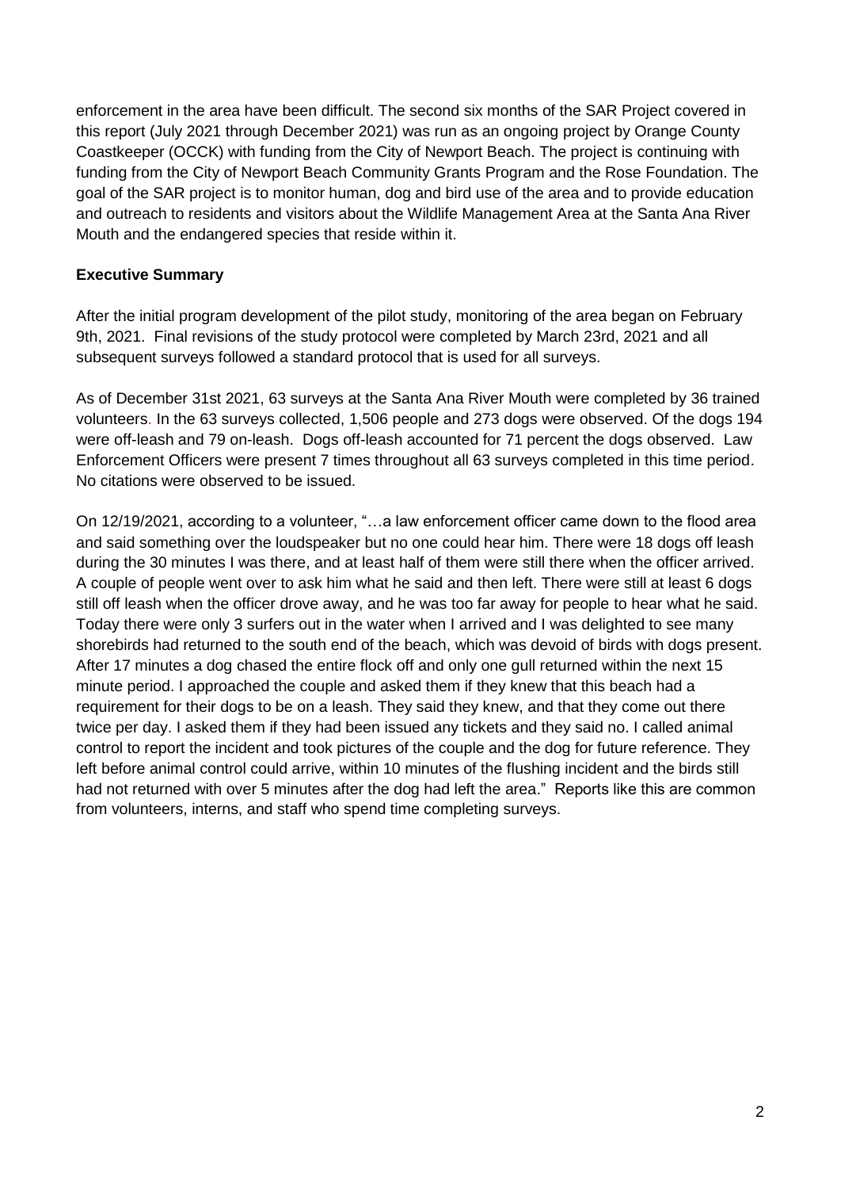enforcement in the area have been difficult. The second six months of the SAR Project covered in this report (July 2021 through December 2021) was run as an ongoing project by Orange County Coastkeeper (OCCK) with funding from the City of Newport Beach. The project is continuing with funding from the City of Newport Beach Community Grants Program and the Rose Foundation. The goal of the SAR project is to monitor human, dog and bird use of the area and to provide education and outreach to residents and visitors about the Wildlife Management Area at the Santa Ana River Mouth and the endangered species that reside within it.

**Executive Summary**

After the initial program development of the pilot study, monitoring of the area began on February 9th, 2021. Final revisions of the study protocol were completed by March 23rd, 2021 and all subsequent surveys followed a standard protocol that is used for all surveys.

As of December 31st 2021, 63 surveys at the Santa Ana River Mouth were completed by 36 trained volunteers. In the 63 surveys collected, 1,506 people and 273 dogs were observed. Of the dogs 194 were off-leash and 79 on-leash. Dogs off-leash accounted for 71 percent the dogs observed. Law Enforcement Officers were present 7 times throughout all 63 surveys completed in this time period. No citations were observed to be issued.

On 12/19/2021, according to a volunteer, "…a law enforcement officer came down to the flood area and said something over the loudspeaker but no one could hear him. There were 18 dogs off leash during the 30 minutes I was there, and at least half of them were still there when the officer arrived. A couple of people went over to ask him what he said and then left. There were still at least 6 dogs still off leash when the officer drove away, and he was too far away for people to hear what he said. Today there were only 3 surfers out in the water when I arrived and I was delighted to see many shorebirds had returned to the south end of the beach, which was devoid of birds with dogs present. After 17 minutes a dog chased the entire flock off and only one gull returned within the next 15 minute period. I approached the couple and asked them if they knew that this beach had a requirement for their dogs to be on a leash. They said they knew, and that they come out there twice per day. I asked them if they had been issued any tickets and they said no. I called animal control to report the incident and took pictures of the couple and the dog for future reference. They left before animal control could arrive, within 10 minutes of the flushing incident and the birds still had not returned with over 5 minutes after the dog had left the area." Reports like this are common from volunteers, interns, and staff who spend time completing surveys.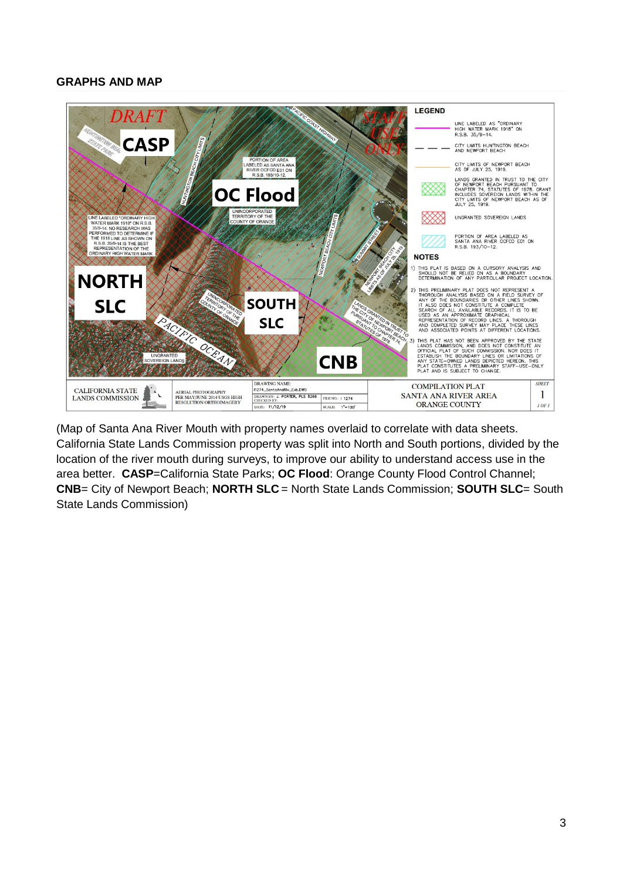**GRAPHS AND MAP**

(Map of Santa Ana River Mouth with property names overlaid to correlate with data sheets. California State Lands Commission property was split into North and South portions, divided by the location of the river mouth during surveys, to improve our ability to understand access use in the area better. **CASP**=California State Parks; **OC Flood**: Orange County Flood Control Channel; **CNB**= City of Newport Beach; **NORTH SLC** = North State Lands Commission; **SOUTH SLC**= South State Lands Commission)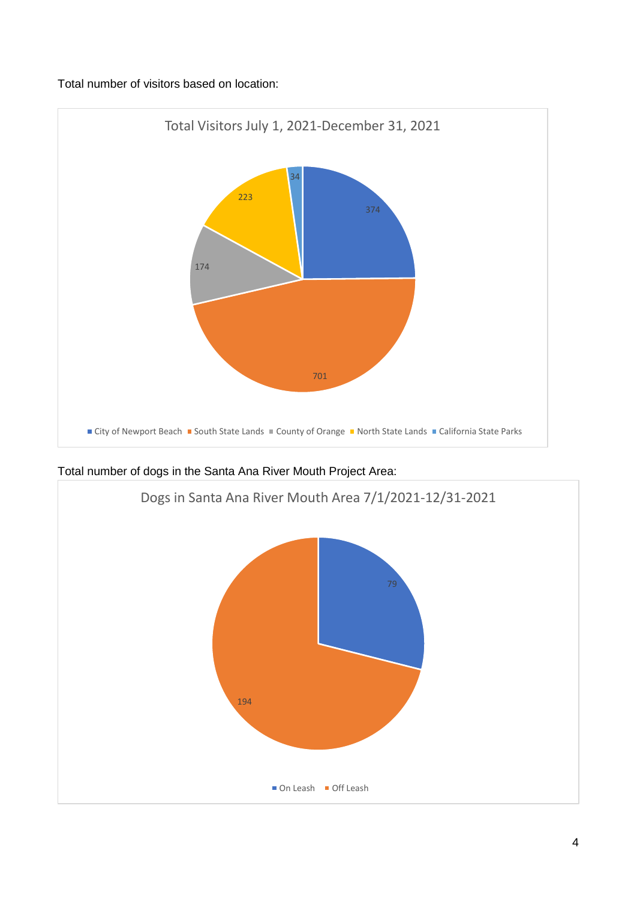Total number of visitors based on location:

Total Visitors July 1, 2021-December 31, 2021

| Location | Visitors |
|---|---|
| City of Newport Beach | 374 |
| South State Lands | 701 |
| County of Orange | 174 |
| North State Lands | 223 |
| California State Parks | 34 |

Total number of dogs in the Santa Ana River Mouth Project Area:

Dogs in Santa Ana River Mouth Area 7/1/2021-12/31-2021

| Category | Dogs |
|---|---|
| On Leash | 79 |
| Off Leash | 194 |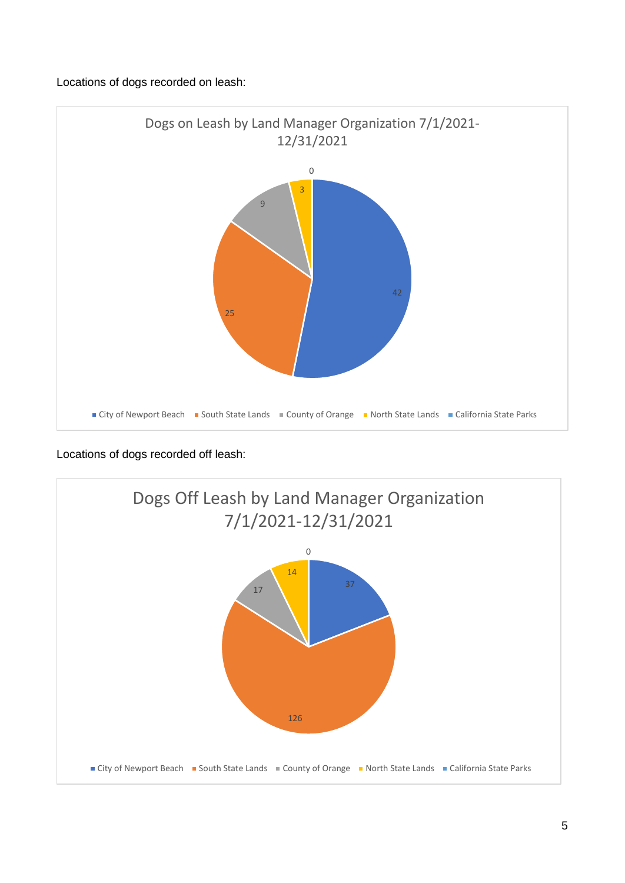Locations of dogs recorded on leash:

Dogs on Leash by Land Manager Organization 7/1/2021-12/31/2021

| Land Manager Organization | Dogs on Leash |
| --- | --- |
| City of Newport Beach | 42 |
| South State Lands | 25 |
| County of Orange | 9 |
| North State Lands | 3 |
| California State Parks | 0 |

Locations of dogs recorded off leash:

Dogs Off Leash by Land Manager Organization 7/1/2021-12/31/2021

| Land Manager Organization | Dogs Off Leash |
| --- | --- |
| City of Newport Beach | 37 |
| South State Lands | 126 |
| County of Orange | 17 |
| North State Lands | 14 |
| California State Parks | 0 |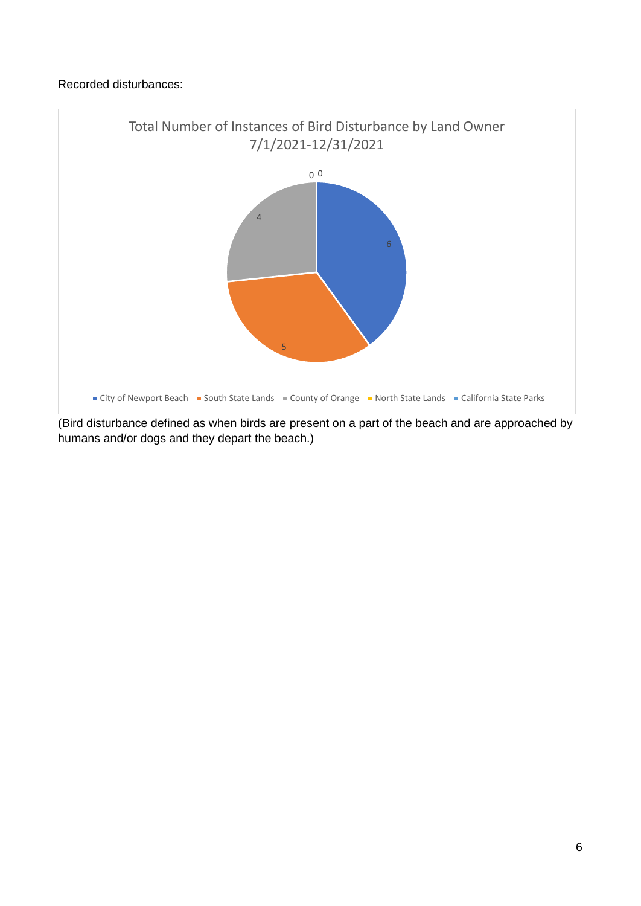Recorded disturbances:

Total Number of Instances of Bird Disturbance by Land Owner
7/1/2021-12/31/2021

| Land Owner | Instances |
|---|---|
| City of Newport Beach | 6 |
| South State Lands | 5 |
| County of Orange | 4 |
| North State Lands | 0 |
| California State Parks | 0 |

(Bird disturbance defined as when birds are present on a part of the beach and are approached by humans and/or dogs and they depart the beach.)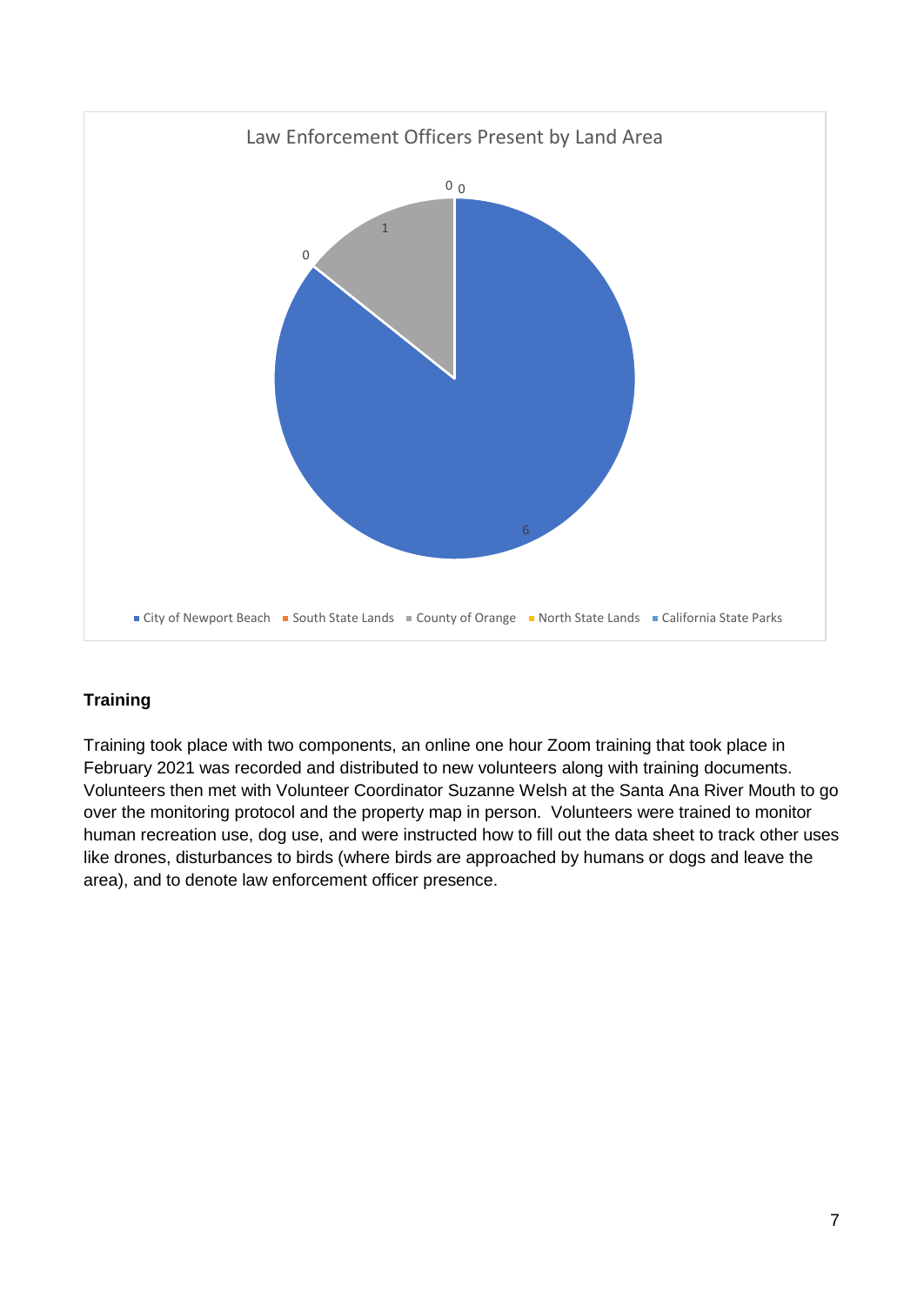Law Enforcement Officers Present by Land Area

| Land Area | Law Enforcement Officers Present |
| --- | --- |
| City of Newport Beach | 6 |
| South State Lands | 0 |
| County of Orange | 1 |
| North State Lands | 0 |
| California State Parks | 0 |

**Training**

Training took place with two components, an online one hour Zoom training that took place in February 2021 was recorded and distributed to new volunteers along with training documents. Volunteers then met with Volunteer Coordinator Suzanne Welsh at the Santa Ana River Mouth to go over the monitoring protocol and the property map in person. Volunteers were trained to monitor human recreation use, dog use, and were instructed how to fill out the data sheet to track other uses like drones, disturbances to birds (where birds are approached by humans or dogs and leave the area), and to denote law enforcement officer presence.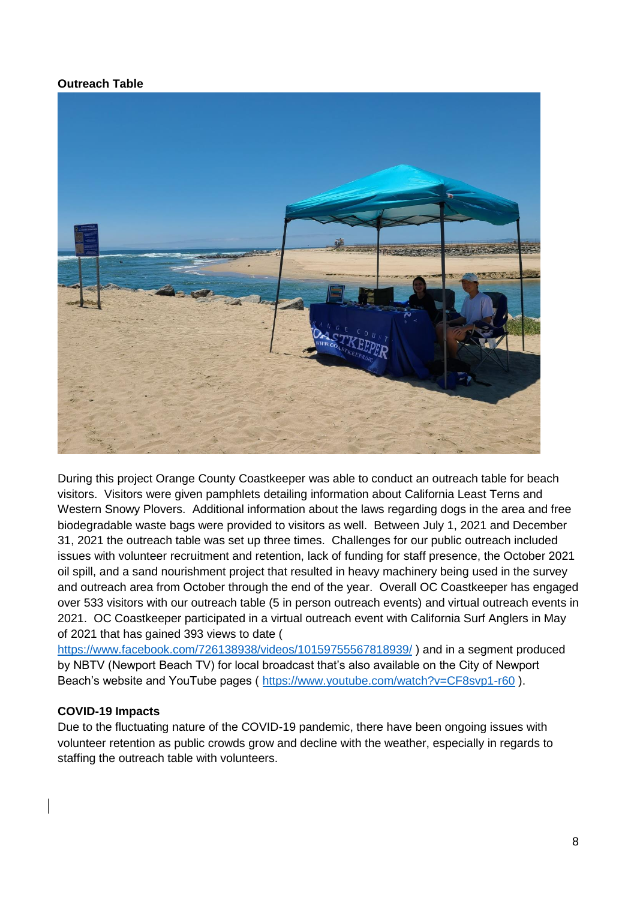**Outreach Table**

During this project Orange County Coastkeeper was able to conduct an outreach table for beach visitors. Visitors were given pamphlets detailing information about California Least Terns and Western Snowy Plovers. Additional information about the laws regarding dogs in the area and free biodegradable waste bags were provided to visitors as well. Between July 1, 2021 and December 31, 2021 the outreach table was set up three times. Challenges for our public outreach included issues with volunteer recruitment and retention, lack of funding for staff presence, the October 2021 oil spill, and a sand nourishment project that resulted in heavy machinery being used in the survey and outreach area from October through the end of the year. Overall OC Coastkeeper has engaged over 533 visitors with our outreach table (5 in person outreach events) and virtual outreach events in 2021. OC Coastkeeper participated in a virtual outreach event with California Surf Anglers in May of 2021 that has gained 393 views to date ( https://www.facebook.com/726138938/videos/10159755567818939/ ) and in a segment produced by NBTV (Newport Beach TV) for local broadcast that's also available on the City of Newport Beach's website and YouTube pages ( https://www.youtube.com/watch?v=CF8svp1-r60 ).

**COVID-19 Impacts**

Due to the fluctuating nature of the COVID-19 pandemic, there have been ongoing issues with volunteer retention as public crowds grow and decline with the weather, especially in regards to staffing the outreach table with volunteers.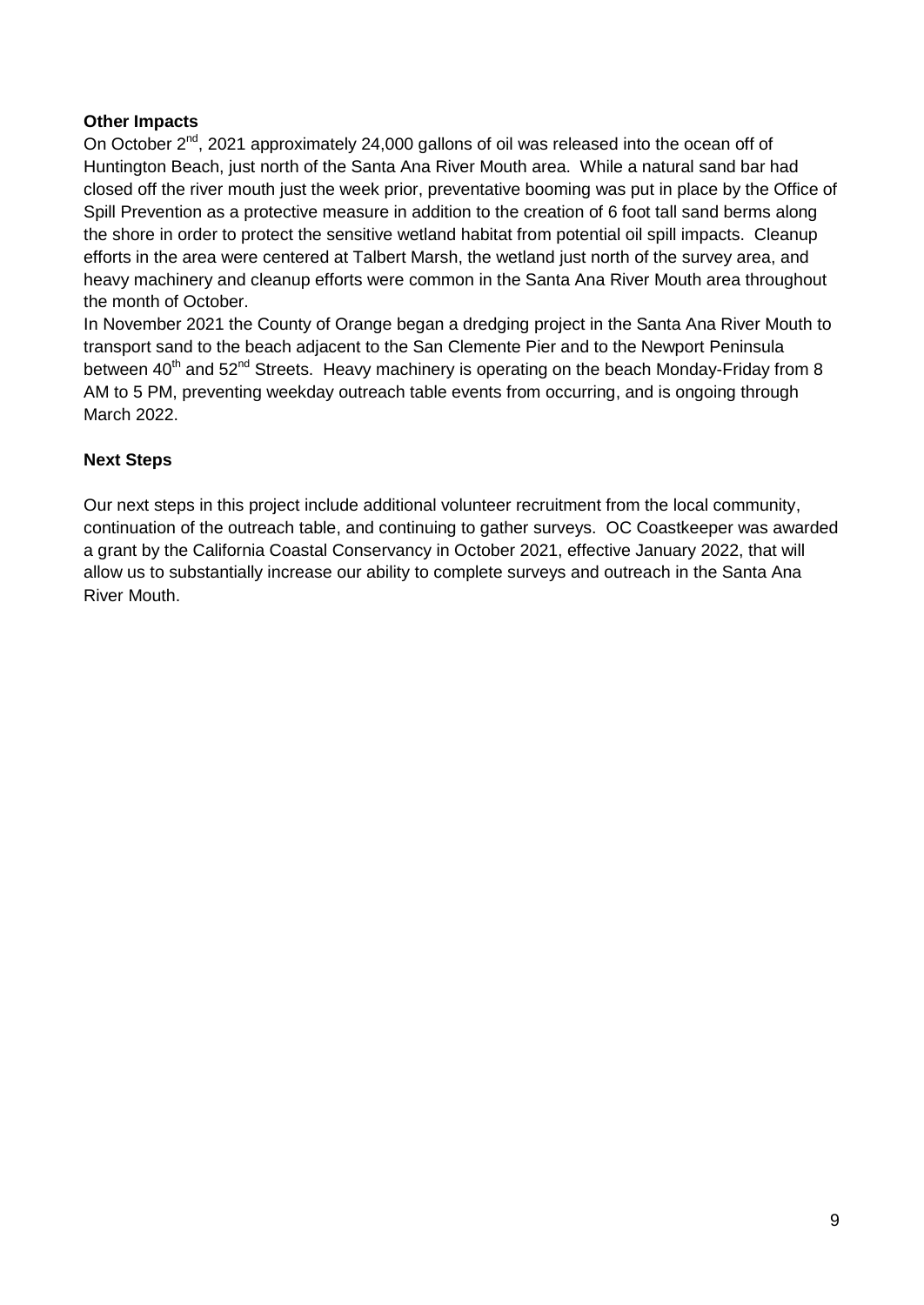**Other Impacts**

On October 2nd, 2021 approximately 24,000 gallons of oil was released into the ocean off of Huntington Beach, just north of the Santa Ana River Mouth area. While a natural sand bar had closed off the river mouth just the week prior, preventative booming was put in place by the Office of Spill Prevention as a protective measure in addition to the creation of 6 foot tall sand berms along the shore in order to protect the sensitive wetland habitat from potential oil spill impacts. Cleanup efforts in the area were centered at Talbert Marsh, the wetland just north of the survey area, and heavy machinery and cleanup efforts were common in the Santa Ana River Mouth area throughout the month of October.

In November 2021 the County of Orange began a dredging project in the Santa Ana River Mouth to transport sand to the beach adjacent to the San Clemente Pier and to the Newport Peninsula between 40th and 52nd Streets. Heavy machinery is operating on the beach Monday-Friday from 8 AM to 5 PM, preventing weekday outreach table events from occurring, and is ongoing through March 2022.

**Next Steps**

Our next steps in this project include additional volunteer recruitment from the local community, continuation of the outreach table, and continuing to gather surveys. OC Coastkeeper was awarded a grant by the California Coastal Conservancy in October 2021, effective January 2022, that will allow us to substantially increase our ability to complete surveys and outreach in the Santa Ana River Mouth.